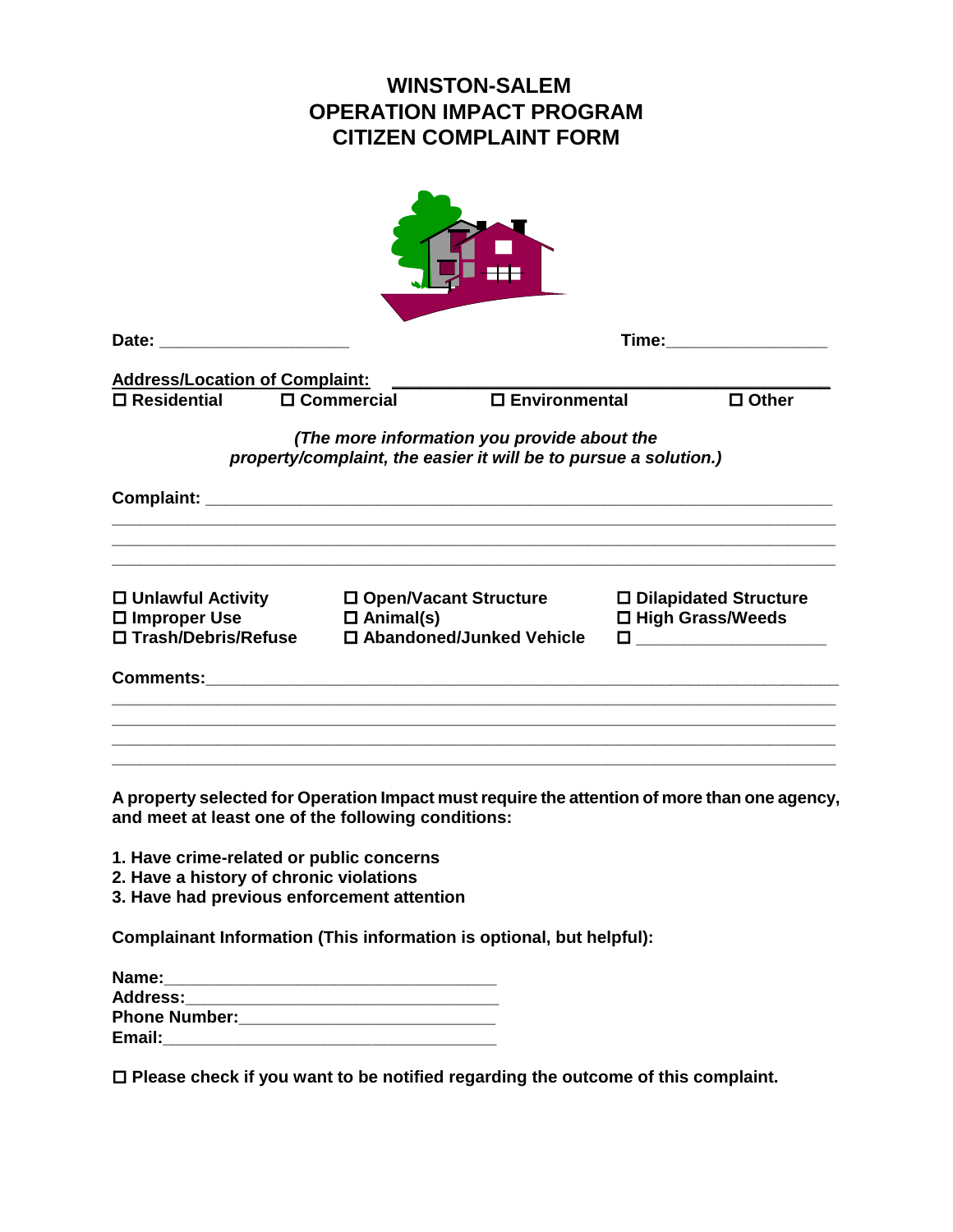# WINSTON-SALEM
# OPERATION IMPACT PROGRAM
# CITIZEN COMPLAINT FORM

**Date:** ____________________ **Time:** ________________

**Address/Location of Complaint:** ________________________________________

☐ **Residential** ☐ **Commercial** ☐ **Environmental** ☐ **Other**

***(The more information you provide about the property/complaint, the easier it will be to pursue a solution.)***

**Complaint:** ________________________________________________________________

______________________________________________________________________________

______________________________________________________________________________

______________________________________________________________________________

☐ **Unlawful Activity** ☐ **Open/Vacant Structure** ☐ **Dilapidated Structure**

☐ **Improper Use** ☐ **Animal(s)** ☐ **High Grass/Weeds**

☐ **Trash/Debris/Refuse** ☐ **Abandoned/Junked Vehicle** ☐ ____________________

**Comments:** ________________________________________________________________

______________________________________________________________________________

______________________________________________________________________________

______________________________________________________________________________

______________________________________________________________________________

**A property selected for Operation Impact must require the attention of more than one agency, and meet at least one of the following conditions:**

1. **Have crime-related or public concerns**
2. **Have a history of chronic violations**
3. **Have had previous enforcement attention**

**Complainant Information (This information is optional, but helpful):**

**Name:** ___________________________________

**Address:** _________________________________

**Phone Number:** ____________________________

**Email:** ___________________________________

☐ **Please check if you want to be notified regarding the outcome of this complaint.**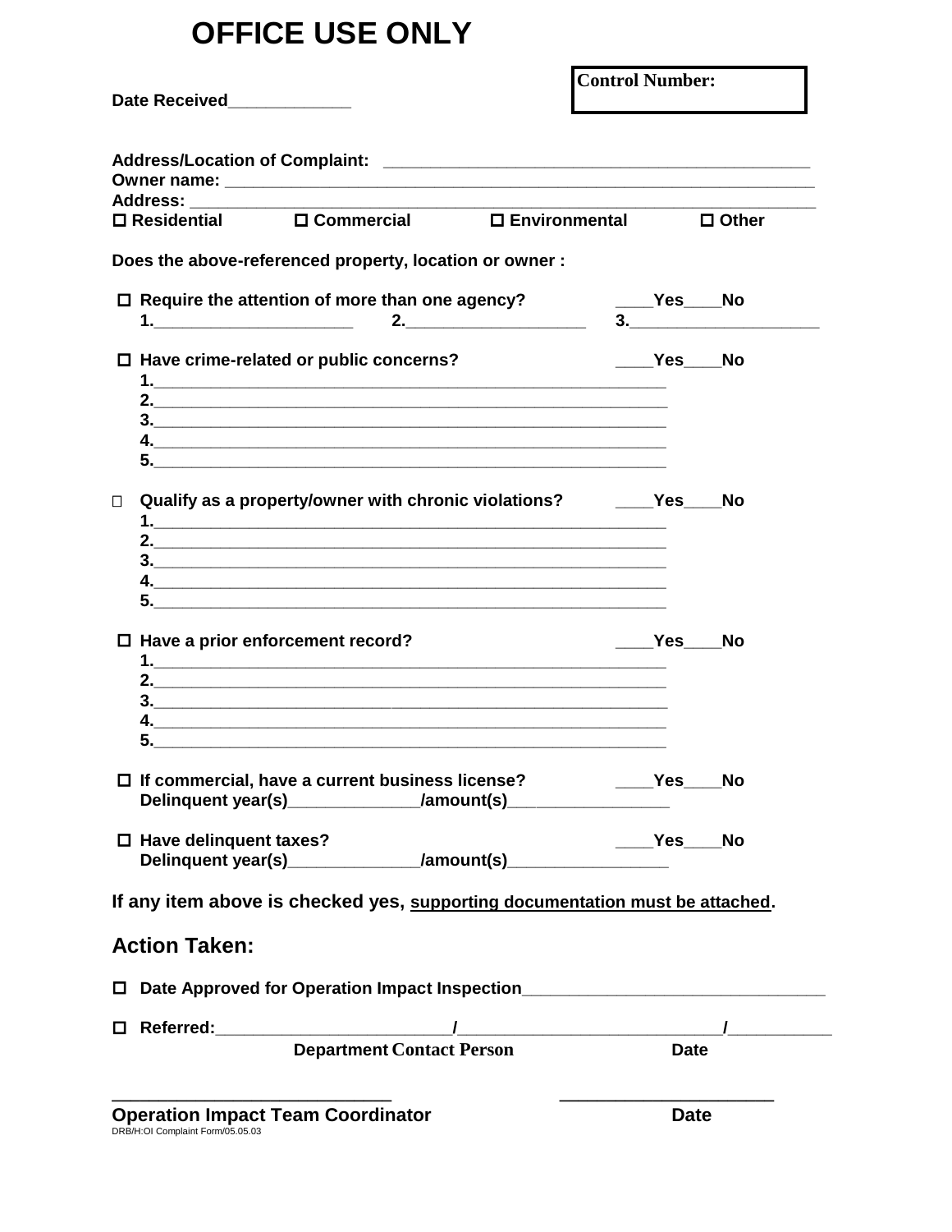# OFFICE USE ONLY

**Control Number:**

**Date Received**_____________

**Address/Location of Complaint:** _____________________________________________
**Owner name:** ______________________________________________________________
**Address:** _________________________________________________________________

☐ **Residential** ☐ **Commercial** ☐ **Environmental** ☐ **Other**

**Does the above-referenced property, location or owner :**

☐ **Require the attention of more than one agency?** ____Yes____No
1.____________________ 2.___________________ 3.___________________

☐ **Have crime-related or public concerns?** ____Yes____No
1.______________________________________________________
2.______________________________________________________
3.______________________________________________________
4.______________________________________________________
5.______________________________________________________

☐ **Qualify as a property/owner with chronic violations?** ____Yes____No
1.______________________________________________________
2.______________________________________________________
3.______________________________________________________
4.______________________________________________________
5.______________________________________________________

☐ **Have a prior enforcement record?** ____Yes____No
1.______________________________________________________
2.______________________________________________________
3.______________________________________________________
4.______________________________________________________
5.______________________________________________________

☐ **If commercial, have a current business license?** ____Yes____No
**Delinquent year(s)**______________**/amount(s)**_________________

☐ **Have delinquent taxes?** ____Yes____No
**Delinquent year(s)**______________**/amount(s)**_________________

**If any item above is checked yes, supporting documentation must be attached.**

## Action Taken:

☐ **Date Approved for Operation Impact Inspection**_______________________________

☐ **Referred:**________________________/___________________________/__________
**Department** **Contact Person** **Date**

___________________________ _____________________
**Operation Impact Team Coordinator** **Date**

DRB/H:OI Complaint Form/05.05.03